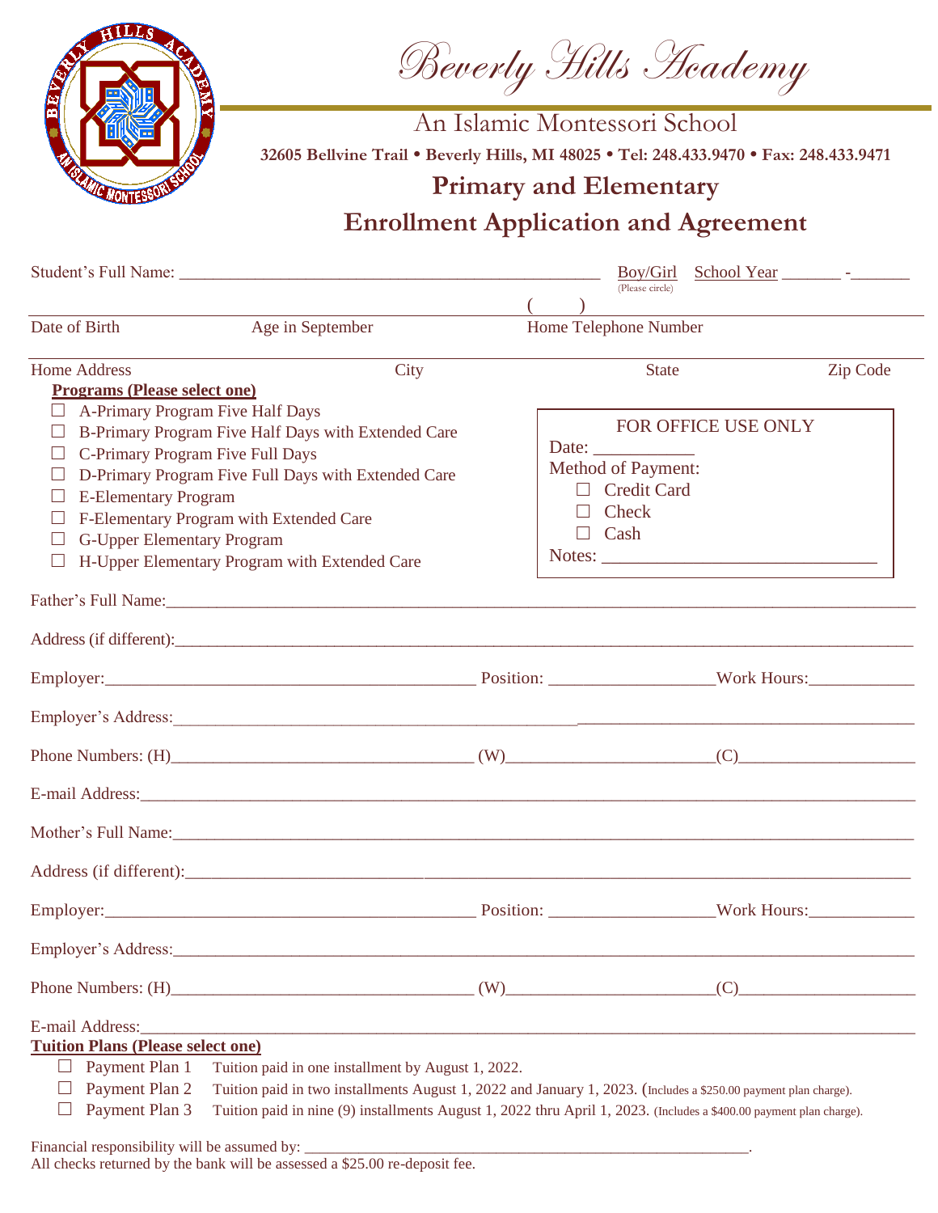# Beverly Hills Academy

An Islamic Montessori School

**32605 Bellvine Trail • Beverly Hills, MI 48025 • Tel: 248.433.9470 • Fax: 248.433.9471**

## Primary and Elementary

## Enrollment Application and Agreement

Student's Full Name: _______________________________________________ Boy/Girl (Please circle) School Year _______ -_______

Date of Birth ______ Age in September ______ Home Telephone Number ( )______

Home Address ______ City ______ State ______ Zip Code ______

**Programs (Please select one)**

- ☐ A-Primary Program Five Half Days
- ☐ B-Primary Program Five Half Days with Extended Care
- ☐ C-Primary Program Five Full Days
- ☐ D-Primary Program Five Full Days with Extended Care
- ☐ E-Elementary Program
- ☐ F-Elementary Program with Extended Care
- ☐ G-Upper Elementary Program
- ☐ H-Upper Elementary Program with Extended Care

FOR OFFICE USE ONLY

Date: ___________

Method of Payment:

- ☐ Credit Card
- ☐ Check
- ☐ Cash

Notes: ______________________________

Father's Full Name:______________________________________________

Address (if different):______________________________________________

Employer:________________________________ Position: __________________Work Hours:____________

Employer's Address:______________________________________________

Phone Numbers: (H)_______________________ (W)_______________________(C)____________________

E-mail Address:______________________________________________

Mother's Full Name:______________________________________________

Address (if different):______________________________________________

Employer:________________________________ Position: __________________Work Hours:____________

Employer's Address:______________________________________________

Phone Numbers: (H)_______________________ (W)_______________________(C)____________________

E-mail Address:______________________________________________

**Tuition Plans (Please select one)**

- ☐ Payment Plan 1 Tuition paid in one installment by August 1, 2022.
- ☐ Payment Plan 2 Tuition paid in two installments August 1, 2022 and January 1, 2023. (Includes a $250.00 payment plan charge).
- ☐ Payment Plan 3 Tuition paid in nine (9) installments August 1, 2022 thru April 1, 2023. (Includes a $400.00 payment plan charge).

Financial responsibility will be assumed by: ________________________________________________________.

All checks returned by the bank will be assessed a $25.00 re-deposit fee.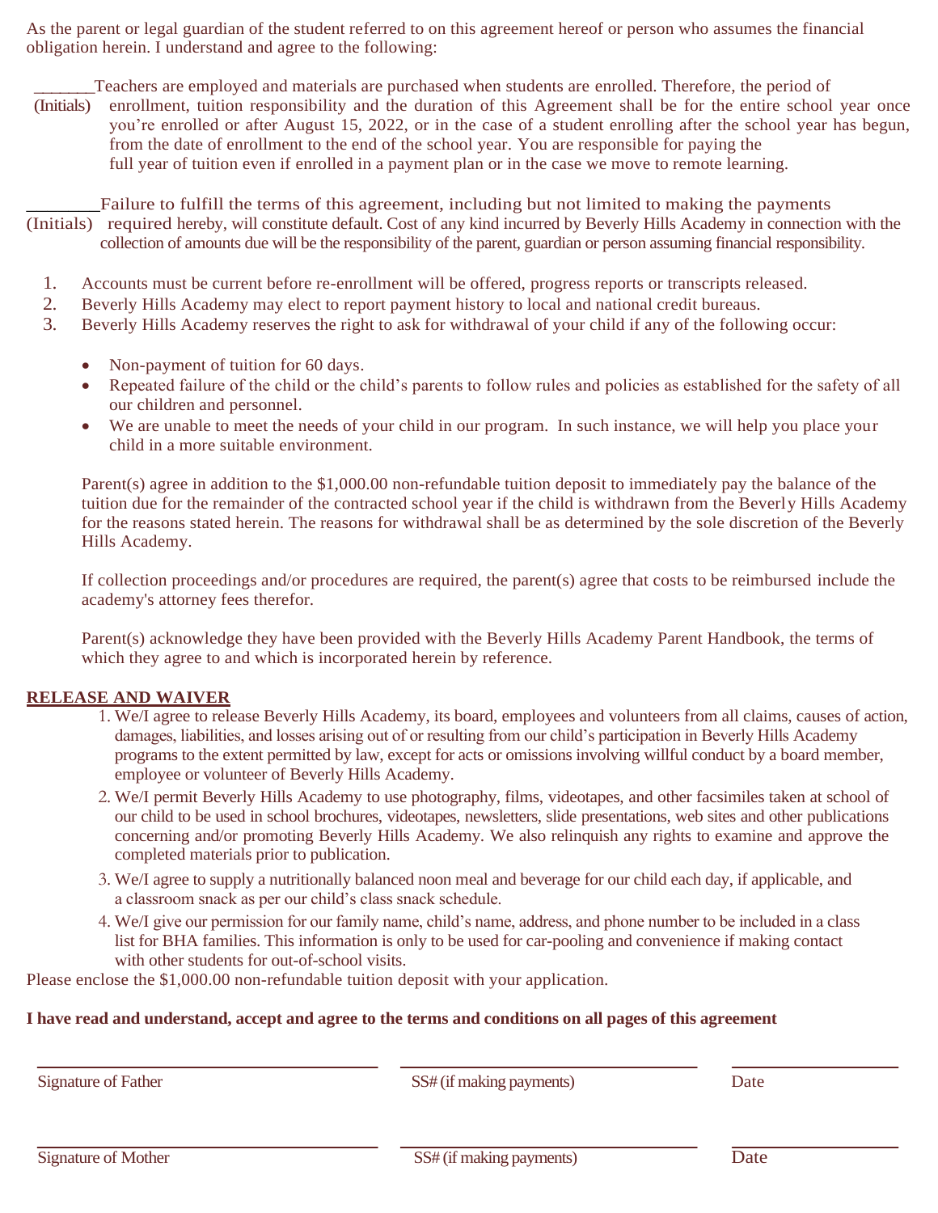As the parent or legal guardian of the student referred to on this agreement hereof or person who assumes the financial obligation herein. I understand and agree to the following:

_______Teachers are employed and materials are purchased when students are enrolled. Therefore, the period of
(Initials) enrollment, tuition responsibility and the duration of this Agreement shall be for the entire school year once you're enrolled or after August 15, 2022, or in the case of a student enrolling after the school year has begun, from the date of enrollment to the end of the school year. You are responsible for paying the full year of tuition even if enrolled in a payment plan or in the case we move to remote learning.

________Failure to fulfill the terms of this agreement, including but not limited to making the payments
(Initials) required hereby, will constitute default. Cost of any kind incurred by Beverly Hills Academy in connection with the collection of amounts due will be the responsibility of the parent, guardian or person assuming financial responsibility.

1. Accounts must be current before re-enrollment will be offered, progress reports or transcripts released.
2. Beverly Hills Academy may elect to report payment history to local and national credit bureaus.
3. Beverly Hills Academy reserves the right to ask for withdrawal of your child if any of the following occur:

   - Non-payment of tuition for 60 days.
   - Repeated failure of the child or the child's parents to follow rules and policies as established for the safety of all our children and personnel.
   - We are unable to meet the needs of your child in our program. In such instance, we will help you place your child in a more suitable environment.

   Parent(s) agree in addition to the $1,000.00 non-refundable tuition deposit to immediately pay the balance of the tuition due for the remainder of the contracted school year if the child is withdrawn from the Beverly Hills Academy for the reasons stated herein. The reasons for withdrawal shall be as determined by the sole discretion of the Beverly Hills Academy.

   If collection proceedings and/or procedures are required, the parent(s) agree that costs to be reimbursed include the academy's attorney fees therefor.

   Parent(s) acknowledge they have been provided with the Beverly Hills Academy Parent Handbook, the terms of which they agree to and which is incorporated herein by reference.

**RELEASE AND WAIVER**

1. We/I agree to release Beverly Hills Academy, its board, employees and volunteers from all claims, causes of action, damages, liabilities, and losses arising out of or resulting from our child's participation in Beverly Hills Academy programs to the extent permitted by law, except for acts or omissions involving willful conduct by a board member, employee or volunteer of Beverly Hills Academy.
2. We/I permit Beverly Hills Academy to use photography, films, videotapes, and other facsimiles taken at school of our child to be used in school brochures, videotapes, newsletters, slide presentations, web sites and other publications concerning and/or promoting Beverly Hills Academy. We also relinquish any rights to examine and approve the completed materials prior to publication.
3. We/I agree to supply a nutritionally balanced noon meal and beverage for our child each day, if applicable, and a classroom snack as per our child's class snack schedule.
4. We/I give our permission for our family name, child's name, address, and phone number to be included in a class list for BHA families. This information is only to be used for car-pooling and convenience if making contact with other students for out-of-school visits.

Please enclose the $1,000.00 non-refundable tuition deposit with your application.

**I have read and understand, accept and agree to the terms and conditions on all pages of this agreement**

| | | |
|---|---|---|
| Signature of Father | SS# (if making payments) | Date |
| Signature of Mother | SS# (if making payments) | Date |